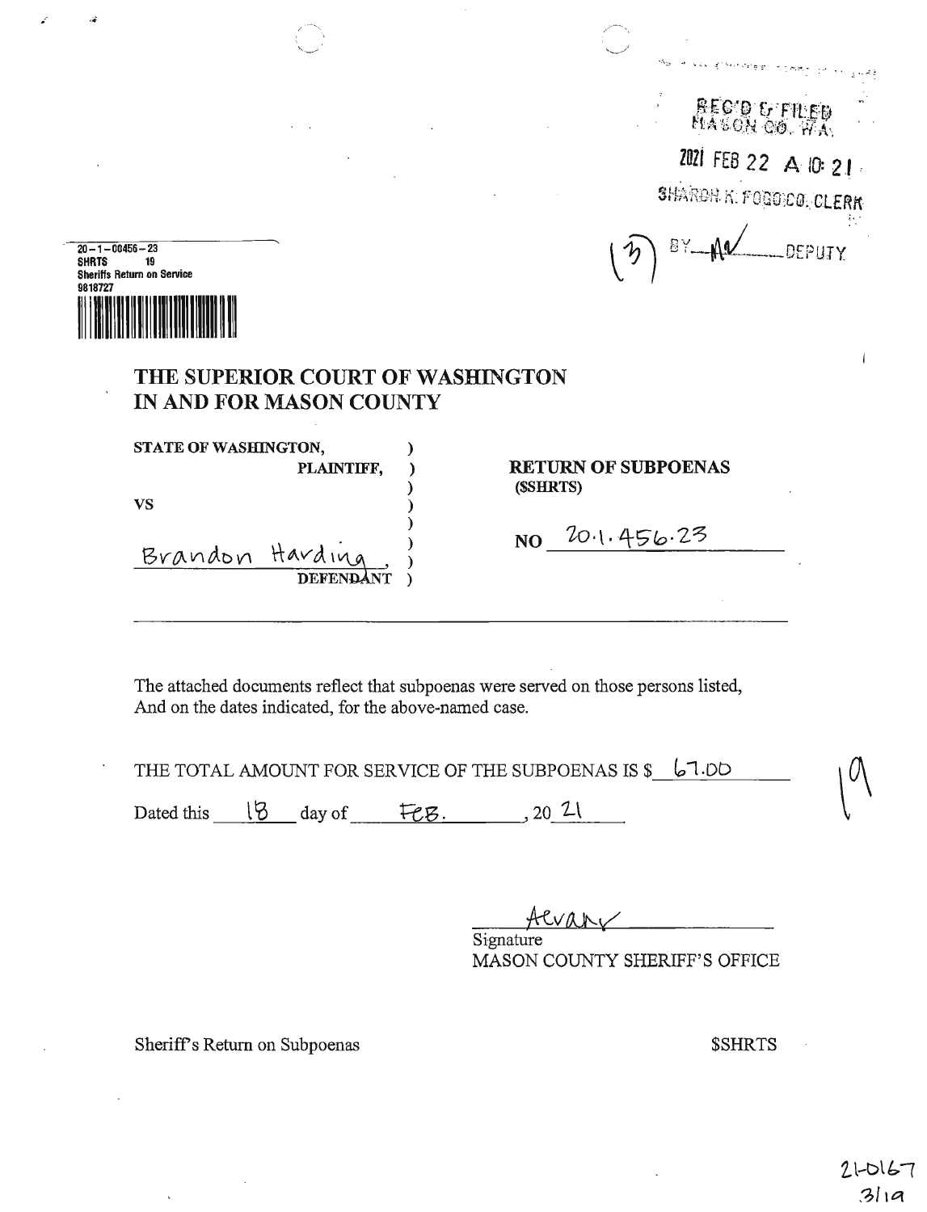REC'D & FILED
MASON CO. WA.

2021 FEB 22 A 10:21

SHARON K. FOGO CO. CLERK

(3) BY ___ DEPUTY

20-1-00456-23
SHRTS 19
Sheriffs Return on Service
9818727

# THE SUPERIOR COURT OF WASHINGTON IN AND FOR MASON COUNTY

STATE OF WASHINGTON,
PLAINTIFF,

VS

Brandon Harding,
DEFENDANT

**RETURN OF SUBPOENAS**
**($SHRTS)**

**NO** 20.1.456.23

The attached documents reflect that subpoenas were served on those persons listed,
And on the dates indicated, for the above-named case.

THE TOTAL AMOUNT FOR SERVICE OF THE SUBPOENAS IS $ 67.00

Dated this 18 day of FEB., 20 21

Signature
MASON COUNTY SHERIFF'S OFFICE

Sheriff's Return on Subpoenas $SHRTS

19

21-0167
3/19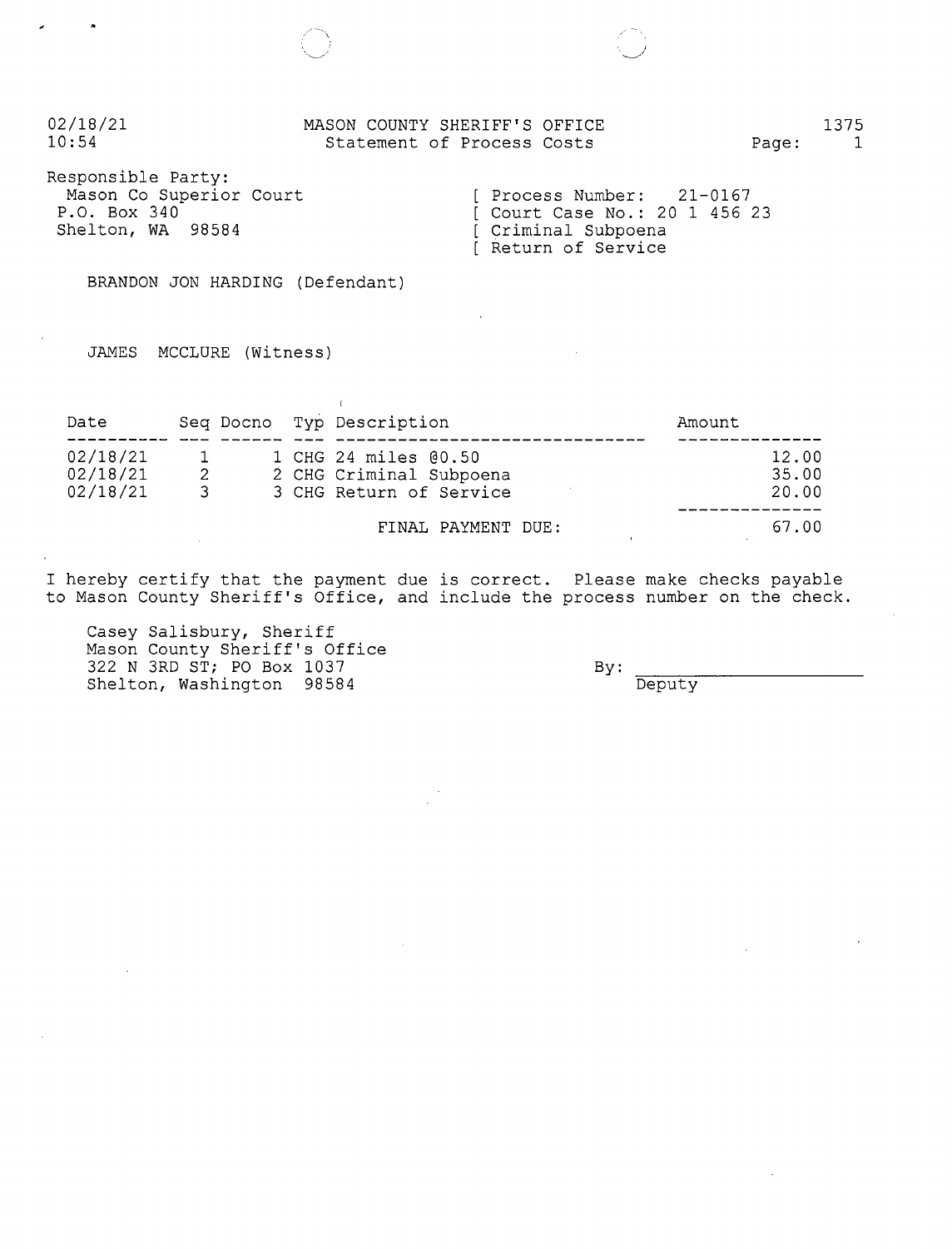02/18/21
10:54

# MASON COUNTY SHERIFF'S OFFICE

## Statement of Process Costs

1375
Page: 1

Responsible Party:
Mason Co Superior Court
P.O. Box 340
Shelton, WA 98584

[ Process Number: 21-0167
[ Court Case No.: 20 1 456 23
[ Criminal Subpoena
[ Return of Service

BRANDON JON HARDING (Defendant)

JAMES MCCLURE (Witness)

| Date | Seq | Docno | Typ | Description | Amount |
|---|---|---|---|---|---|
| 02/18/21 | 1 | 1 | CHG | 24 miles @0.50 | 12.00 |
| 02/18/21 | 2 | 2 | CHG | Criminal Subpoena | 35.00 |
| 02/18/21 | 3 | 3 | CHG | Return of Service | 20.00 |
| | | | | FINAL PAYMENT DUE: | 67.00 |

I hereby certify that the payment due is correct. Please make checks payable to Mason County Sheriff's Office, and include the process number on the check.

Casey Salisbury, Sheriff
Mason County Sheriff's Office
322 N 3RD ST; PO Box 1037
Shelton, Washington 98584

By: ______________________
Deputy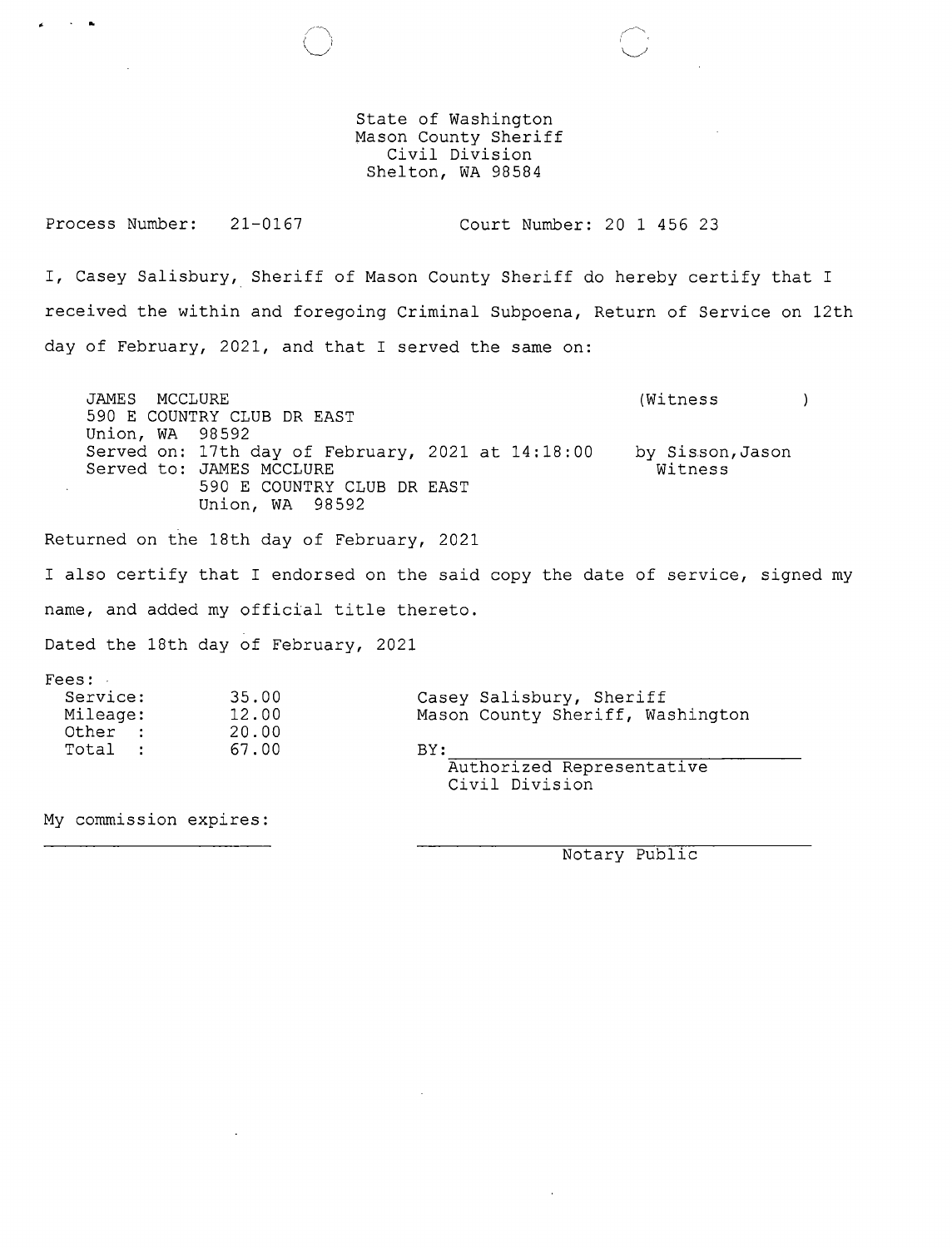State of Washington
Mason County Sheriff
Civil Division
Shelton, WA 98584

Process Number: 21-0167 Court Number: 20 1 456 23

I, Casey Salisbury, Sheriff of Mason County Sheriff do hereby certify that I received the within and foregoing Criminal Subpoena, Return of Service on 12th day of February, 2021, and that I served the same on:

JAMES MCCLURE (Witness )
590 E COUNTRY CLUB DR EAST
Union, WA 98592
Served on: 17th day of February, 2021 at 14:18:00 by Sisson, Jason
Served to: JAMES MCCLURE Witness
590 E COUNTRY CLUB DR EAST
Union, WA 98592

Returned on the 18th day of February, 2021

I also certify that I endorsed on the said copy the date of service, signed my name, and added my official title thereto.

Dated the 18th day of February, 2021

Fees:

| | |
|---|---|
| Service: | 35.00 |
| Mileage: | 12.00 |
| Other : | 20.00 |
| Total : | 67.00 |

Casey Salisbury, Sheriff
Mason County Sheriff, Washington

BY: ______________________________
Authorized Representative
Civil Division

My commission expires:
______________________

______________________________
Notary Public